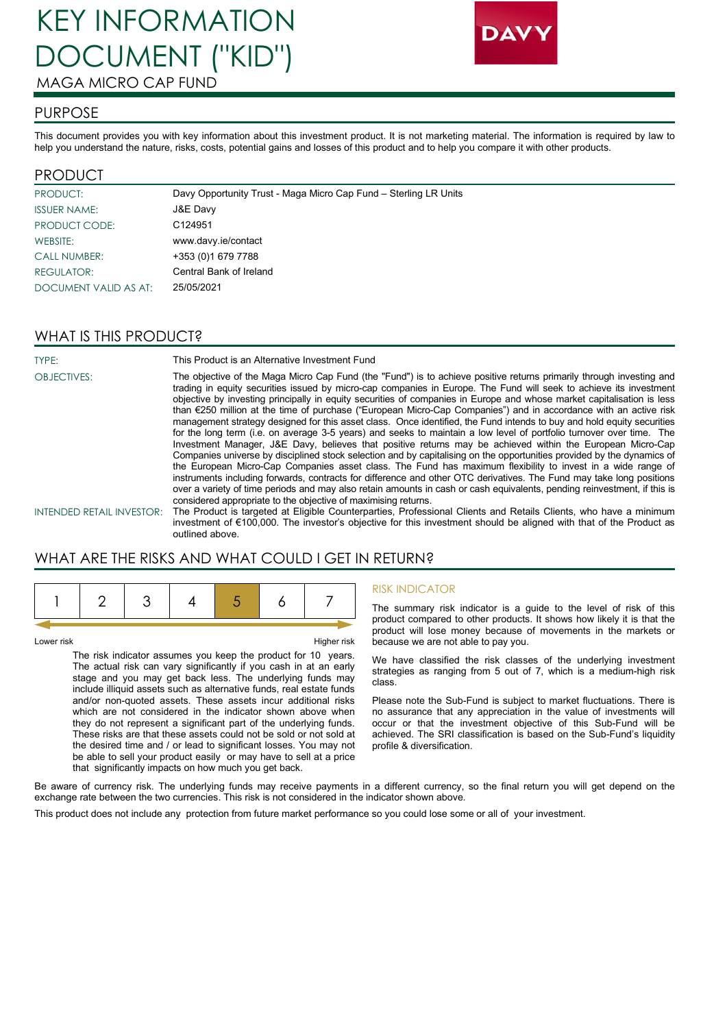# KEY INFORMATION DOCUMENT ("KID")

MAGA MICRO CAP FUND

## PURPOSE

This document provides you with key information about this investment product. It is not marketing material. The information is required by law to help you understand the nature, risks, costs, potential gains and losses of this product and to help you compare it with other products.

## PRODUCT

| | |
|---|---|
| PRODUCT: | Davy Opportunity Trust - Maga Micro Cap Fund – Sterling LR Units |
| ISSUER NAME: | J&E Davy |
| PRODUCT CODE: | C124951 |
| WEBSITE: | www.davy.ie/contact |
| CALL NUMBER: | +353 (0)1 679 7788 |
| REGULATOR: | Central Bank of Ireland |
| DOCUMENT VALID AS AT: | 25/05/2021 |

## WHAT IS THIS PRODUCT?

**TYPE:** This Product is an Alternative Investment Fund

**OBJECTIVES:** The objective of the Maga Micro Cap Fund (the "Fund") is to achieve positive returns primarily through investing and trading in equity securities issued by micro-cap companies in Europe. The Fund will seek to achieve its investment objective by investing principally in equity securities of companies in Europe and whose market capitalisation is less than €250 million at the time of purchase ("European Micro-Cap Companies") and in accordance with an active risk management strategy designed for this asset class. Once identified, the Fund intends to buy and hold equity securities for the long term (i.e. on average 3-5 years) and seeks to maintain a low level of portfolio turnover over time. The Investment Manager, J&E Davy, believes that positive returns may be achieved within the European Micro-Cap Companies universe by disciplined stock selection and by capitalising on the opportunities provided by the dynamics of the European Micro-Cap Companies asset class. The Fund has maximum flexibility to invest in a wide range of instruments including forwards, contracts for difference and other OTC derivatives. The Fund may take long positions over a variety of time periods and may also retain amounts in cash or cash equivalents, pending reinvestment, if this is considered appropriate to the objective of maximising returns.

**INTENDED RETAIL INVESTOR:** The Product is targeted at Eligible Counterparties, Professional Clients and Retails Clients, who have a minimum investment of €100,000. The investor's objective for this investment should be aligned with that of the Product as outlined above.

## WHAT ARE THE RISKS AND WHAT COULD I GET IN RETURN?

| 1 | 2 | 3 | 4 | **5** | 6 | 7 |
|---|---|---|---|---|---|---|

Lower risk — Higher risk

The risk indicator assumes you keep the product for 10 years. The actual risk can vary significantly if you cash in at an early stage and you may get back less. The underlying funds may include illiquid assets such as alternative funds, real estate funds and/or non-quoted assets. These assets incur additional risks which are not considered in the indicator shown above when they do not represent a significant part of the underlying funds. These risks are that these assets could not be sold or not sold at the desired time and / or lead to significant losses. You may not be able to sell your product easily or may have to sell at a price that significantly impacts on how much you get back.

### RISK INDICATOR

The summary risk indicator is a guide to the level of risk of this product compared to other products. It shows how likely it is that the product will lose money because of movements in the markets or because we are not able to pay you.

We have classified the risk classes of the underlying investment strategies as ranging from 5 out of 7, which is a medium-high risk class.

Please note the Sub-Fund is subject to market fluctuations. There is no assurance that any appreciation in the value of investments will occur or that the investment objective of this Sub-Fund will be achieved. The SRI classification is based on the Sub-Fund's liquidity profile & diversification.

Be aware of currency risk. The underlying funds may receive payments in a different currency, so the final return you will get depend on the exchange rate between the two currencies. This risk is not considered in the indicator shown above.

This product does not include any protection from future market performance so you could lose some or all of your investment.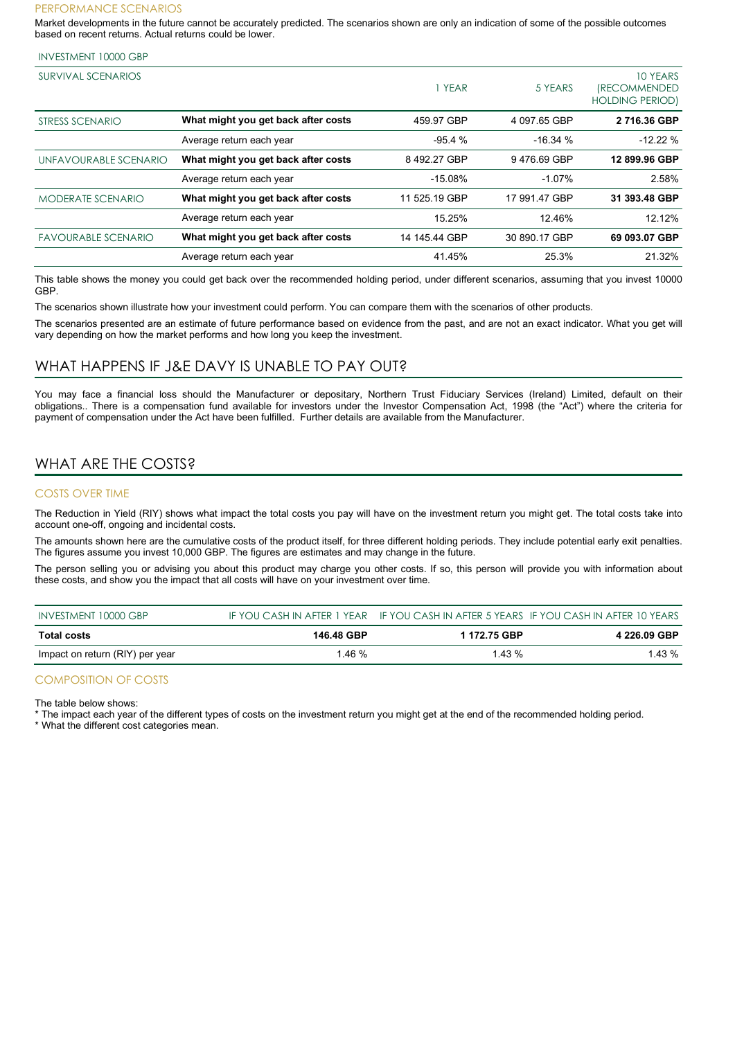### PERFORMANCE SCENARIOS

Market developments in the future cannot be accurately predicted. The scenarios shown are only an indication of some of the possible outcomes based on recent returns. Actual returns could be lower.

INVESTMENT 10000 GBP

| SURVIVAL SCENARIOS | | 1 YEAR | 5 YEARS | 10 YEARS (RECOMMENDED HOLDING PERIOD) |
|---|---|---|---|---|
| STRESS SCENARIO | **What might you get back after costs** | 459.97 GBP | 4 097.65 GBP | **2 716.36 GBP** |
| | Average return each year | -95.4 % | -16.34 % | -12.22 % |
| UNFAVOURABLE SCENARIO | **What might you get back after costs** | 8 492.27 GBP | 9 476.69 GBP | **12 899.96 GBP** |
| | Average return each year | -15.08% | -1.07% | 2.58% |
| MODERATE SCENARIO | **What might you get back after costs** | 11 525.19 GBP | 17 991.47 GBP | **31 393.48 GBP** |
| | Average return each year | 15.25% | 12.46% | 12.12% |
| FAVOURABLE SCENARIO | **What might you get back after costs** | 14 145.44 GBP | 30 890.17 GBP | **69 093.07 GBP** |
| | Average return each year | 41.45% | 25.3% | 21.32% |

This table shows the money you could get back over the recommended holding period, under different scenarios, assuming that you invest 10000 GBP.

The scenarios shown illustrate how your investment could perform. You can compare them with the scenarios of other products.

The scenarios presented are an estimate of future performance based on evidence from the past, and are not an exact indicator. What you get will vary depending on how the market performs and how long you keep the investment.

## WHAT HAPPENS IF J&E DAVY IS UNABLE TO PAY OUT?

You may face a financial loss should the Manufacturer or depositary, Northern Trust Fiduciary Services (Ireland) Limited, default on their obligations.. There is a compensation fund available for investors under the Investor Compensation Act, 1998 (the "Act") where the criteria for payment of compensation under the Act have been fulfilled. Further details are available from the Manufacturer.

## WHAT ARE THE COSTS?

### COSTS OVER TIME

The Reduction in Yield (RIY) shows what impact the total costs you pay will have on the investment return you might get. The total costs take into account one-off, ongoing and incidental costs.

The amounts shown here are the cumulative costs of the product itself, for three different holding periods. They include potential early exit penalties. The figures assume you invest 10,000 GBP. The figures are estimates and may change in the future.

The person selling you or advising you about this product may charge you other costs. If so, this person will provide you with information about these costs, and show you the impact that all costs will have on your investment over time.

| INVESTMENT 10000 GBP | IF YOU CASH IN AFTER 1 YEAR | IF YOU CASH IN AFTER 5 YEARS | IF YOU CASH IN AFTER 10 YEARS |
|---|---|---|---|
| **Total costs** | **146.48 GBP** | **1 172.75 GBP** | **4 226.09 GBP** |
| Impact on return (RIY) per year | 1.46 % | 1.43 % | 1.43 % |

### COMPOSITION OF COSTS

The table below shows:
* The impact each year of the different types of costs on the investment return you might get at the end of the recommended holding period.
* What the different cost categories mean.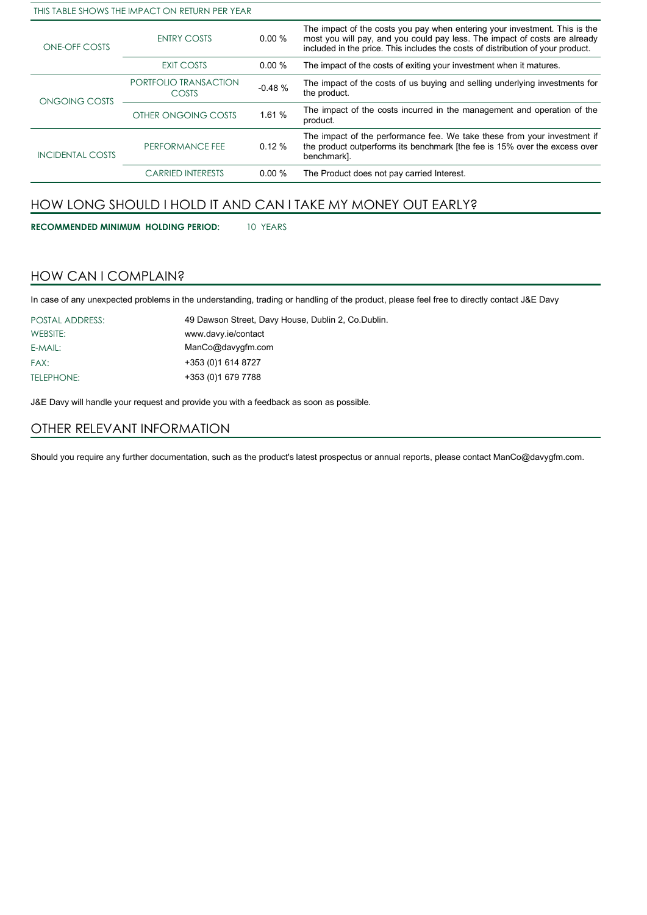| THIS TABLE SHOWS THE IMPACT ON RETURN PER YEAR | | | |
|---|---|---|---|
| ONE-OFF COSTS | ENTRY COSTS | 0.00 % | The impact of the costs you pay when entering your investment. This is the most you will pay, and you could pay less. The impact of costs are already included in the price. This includes the costs of distribution of your product. |
| | EXIT COSTS | 0.00 % | The impact of the costs of exiting your investment when it matures. |
| ONGOING COSTS | PORTFOLIO TRANSACTION COSTS | -0.48 % | The impact of the costs of us buying and selling underlying investments for the product. |
| | OTHER ONGOING COSTS | 1.61 % | The impact of the costs incurred in the management and operation of the product. |
| INCIDENTAL COSTS | PERFORMANCE FEE | 0.12 % | The impact of the performance fee. We take these from your investment if the product outperforms its benchmark [the fee is 15% over the excess over benchmark]. |
| | CARRIED INTERESTS | 0.00 % | The Product does not pay carried Interest. |

## HOW LONG SHOULD I HOLD IT AND CAN I TAKE MY MONEY OUT EARLY?

**RECOMMENDED MINIMUM HOLDING PERIOD:** 10 YEARS

## HOW CAN I COMPLAIN?

In case of any unexpected problems in the understanding, trading or handling of the product, please feel free to directly contact J&E Davy

| | |
|---|---|
| POSTAL ADDRESS: | 49 Dawson Street, Davy House, Dublin 2, Co.Dublin. |
| WEBSITE: | www.davy.ie/contact |
| E-MAIL: | ManCo@davygfm.com |
| FAX: | +353 (0)1 614 8727 |
| TELEPHONE: | +353 (0)1 679 7788 |

J&E Davy will handle your request and provide you with a feedback as soon as possible.

## OTHER RELEVANT INFORMATION

Should you require any further documentation, such as the product's latest prospectus or annual reports, please contact ManCo@davygfm.com.